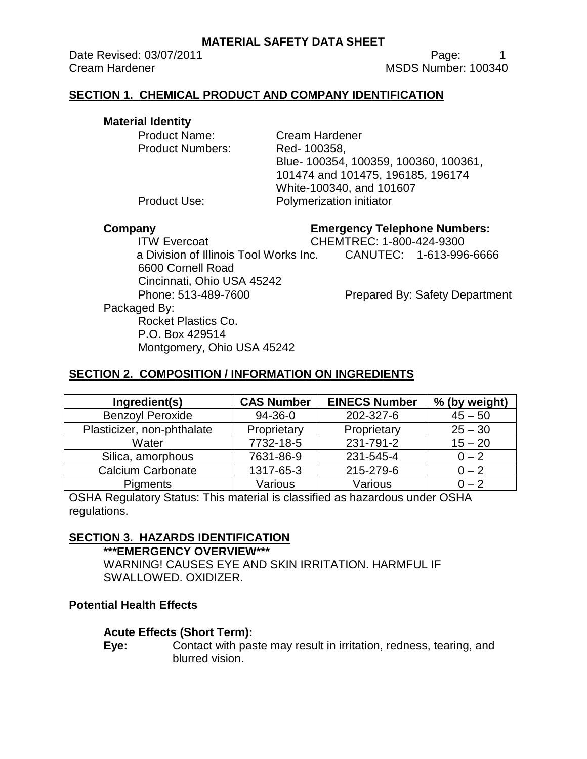# MATERIAL SAFETY DATA SHEET

Date Revised: 03/07/2011

Cream Hardener

MSDS Number: 100340

## SECTION 1. CHEMICAL PRODUCT AND COMPANY IDENTIFICATION

**Material Identity**

Product Name: Cream Hardener

Product Numbers: Red- 100358,
Blue- 100354, 100359, 100360, 100361, 101474 and 101475, 196185, 196174
White-100340, and 101607

Product Use: Polymerization initiator

**Company**

ITW Evercoat
a Division of Illinois Tool Works Inc.
6600 Cornell Road
Cincinnati, Ohio USA 45242
Phone: 513-489-7600

**Emergency Telephone Numbers:**

CHEMTREC: 1-800-424-9300
CANUTEC: 1-613-996-6666

Prepared By: Safety Department

Packaged By:
Rocket Plastics Co.
P.O. Box 429514
Montgomery, Ohio USA 45242

## SECTION 2. COMPOSITION / INFORMATION ON INGREDIENTS

| Ingredient(s) | CAS Number | EINECS Number | % (by weight) |
|---|---|---|---|
| Benzoyl Peroxide | 94-36-0 | 202-327-6 | 45 – 50 |
| Plasticizer, non-phthalate | Proprietary | Proprietary | 25 – 30 |
| Water | 7732-18-5 | 231-791-2 | 15 – 20 |
| Silica, amorphous | 7631-86-9 | 231-545-4 | 0 – 2 |
| Calcium Carbonate | 1317-65-3 | 215-279-6 | 0 – 2 |
| Pigments | Various | Various | 0 – 2 |

OSHA Regulatory Status: This material is classified as hazardous under OSHA regulations.

## SECTION 3. HAZARDS IDENTIFICATION

**\*\*\*EMERGENCY OVERVIEW\*\*\***

WARNING! CAUSES EYE AND SKIN IRRITATION. HARMFUL IF SWALLOWED. OXIDIZER.

### Potential Health Effects

**Acute Effects (Short Term):**

**Eye:** Contact with paste may result in irritation, redness, tearing, and blurred vision.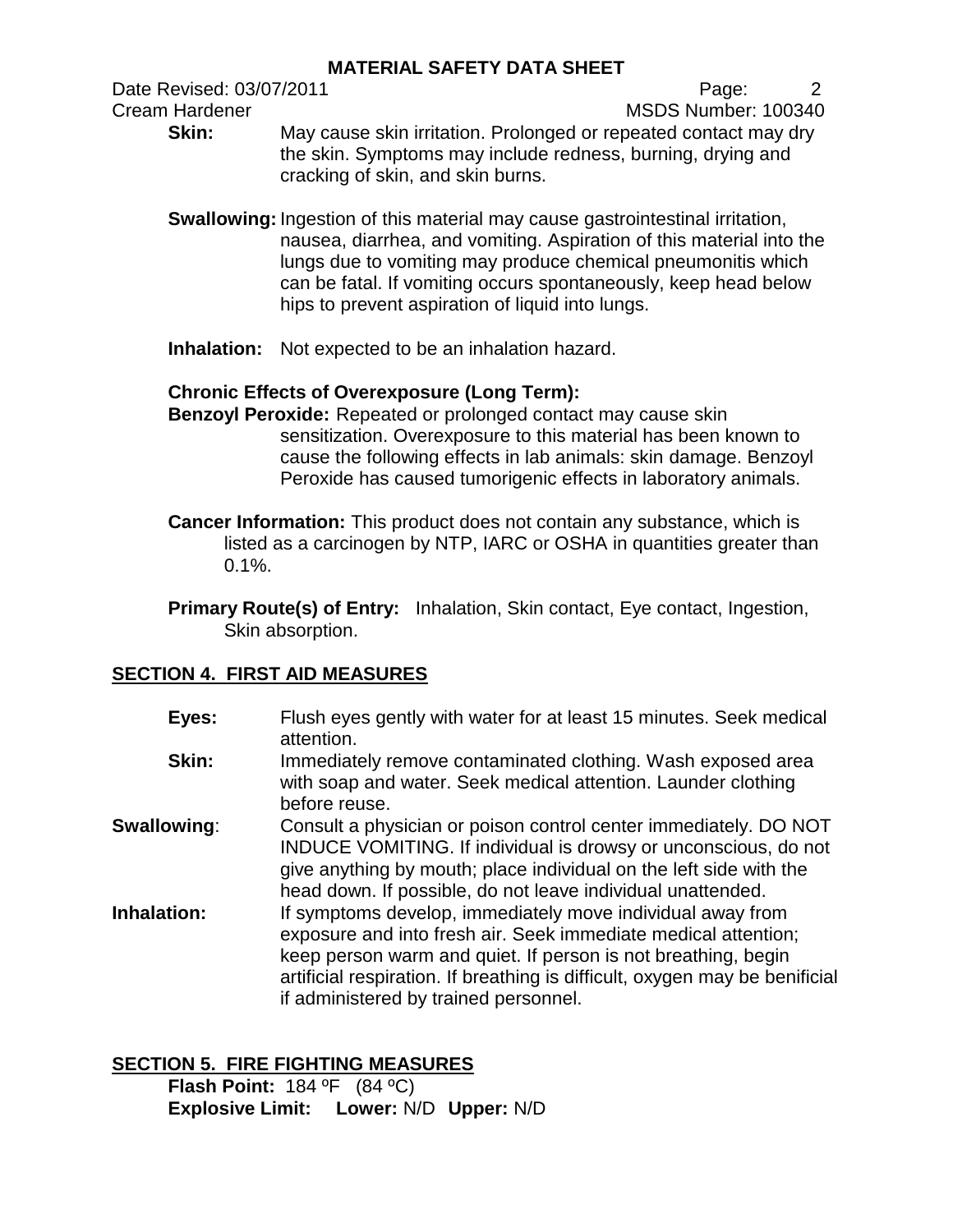**Skin:** May cause skin irritation. Prolonged or repeated contact may dry the skin. Symptoms may include redness, burning, drying and cracking of skin, and skin burns.

**Swallowing:** Ingestion of this material may cause gastrointestinal irritation, nausea, diarrhea, and vomiting. Aspiration of this material into the lungs due to vomiting may produce chemical pneumonitis which can be fatal. If vomiting occurs spontaneously, keep head below hips to prevent aspiration of liquid into lungs.

**Inhalation:** Not expected to be an inhalation hazard.

**Chronic Effects of Overexposure (Long Term):**

**Benzoyl Peroxide:** Repeated or prolonged contact may cause skin sensitization. Overexposure to this material has been known to cause the following effects in lab animals: skin damage. Benzoyl Peroxide has caused tumorigenic effects in laboratory animals.

**Cancer Information:** This product does not contain any substance, which is listed as a carcinogen by NTP, IARC or OSHA in quantities greater than 0.1%.

**Primary Route(s) of Entry:** Inhalation, Skin contact, Eye contact, Ingestion, Skin absorption.

## SECTION 4. FIRST AID MEASURES

**Eyes:** Flush eyes gently with water for at least 15 minutes. Seek medical attention.

**Skin:** Immediately remove contaminated clothing. Wash exposed area with soap and water. Seek medical attention. Launder clothing before reuse.

**Swallowing**: Consult a physician or poison control center immediately. DO NOT INDUCE VOMITING. If individual is drowsy or unconscious, do not give anything by mouth; place individual on the left side with the head down. If possible, do not leave individual unattended.

**Inhalation:** If symptoms develop, immediately move individual away from exposure and into fresh air. Seek immediate medical attention; keep person warm and quiet. If person is not breathing, begin artificial respiration. If breathing is difficult, oxygen may be benificial if administered by trained personnel.

## SECTION 5. FIRE FIGHTING MEASURES

**Flash Point:** 184 ºF (84 ºC)

**Explosive Limit: Lower:** N/D **Upper:** N/D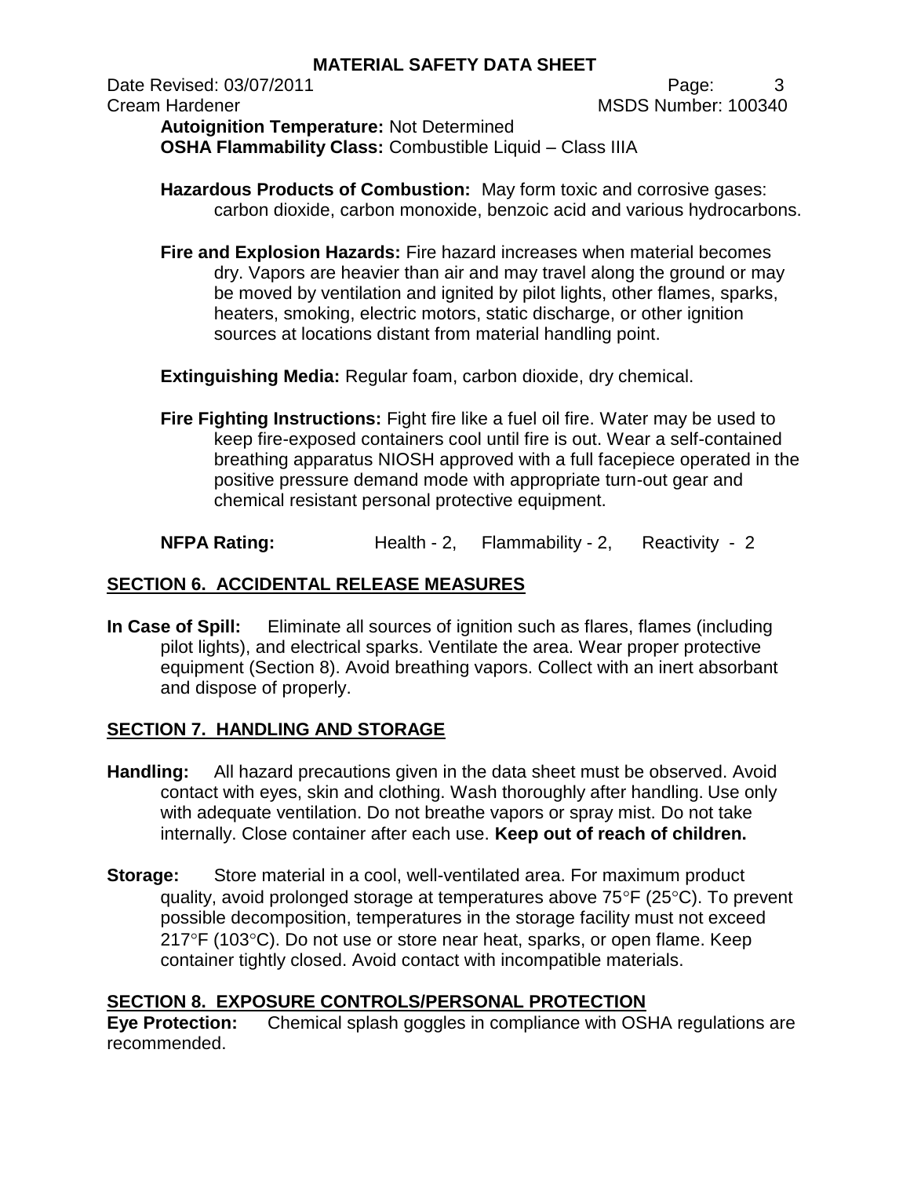**Autoignition Temperature:** Not Determined
**OSHA Flammability Class:** Combustible Liquid – Class IIIA

**Hazardous Products of Combustion:** May form toxic and corrosive gases: carbon dioxide, carbon monoxide, benzoic acid and various hydrocarbons.

**Fire and Explosion Hazards:** Fire hazard increases when material becomes dry. Vapors are heavier than air and may travel along the ground or may be moved by ventilation and ignited by pilot lights, other flames, sparks, heaters, smoking, electric motors, static discharge, or other ignition sources at locations distant from material handling point.

**Extinguishing Media:** Regular foam, carbon dioxide, dry chemical.

**Fire Fighting Instructions:** Fight fire like a fuel oil fire. Water may be used to keep fire-exposed containers cool until fire is out. Wear a self-contained breathing apparatus NIOSH approved with a full facepiece operated in the positive pressure demand mode with appropriate turn-out gear and chemical resistant personal protective equipment.

**NFPA Rating:** Health - 2, Flammability - 2, Reactivity - 2

## SECTION 6. ACCIDENTAL RELEASE MEASURES

**In Case of Spill:** Eliminate all sources of ignition such as flares, flames (including pilot lights), and electrical sparks. Ventilate the area. Wear proper protective equipment (Section 8). Avoid breathing vapors. Collect with an inert absorbant and dispose of properly.

## SECTION 7. HANDLING AND STORAGE

**Handling:** All hazard precautions given in the data sheet must be observed. Avoid contact with eyes, skin and clothing. Wash thoroughly after handling. Use only with adequate ventilation. Do not breathe vapors or spray mist. Do not take internally. Close container after each use. **Keep out of reach of children.**

**Storage:** Store material in a cool, well-ventilated area. For maximum product quality, avoid prolonged storage at temperatures above 75°F (25°C). To prevent possible decomposition, temperatures in the storage facility must not exceed 217°F (103°C). Do not use or store near heat, sparks, or open flame. Keep container tightly closed. Avoid contact with incompatible materials.

## SECTION 8. EXPOSURE CONTROLS/PERSONAL PROTECTION

**Eye Protection:** Chemical splash goggles in compliance with OSHA regulations are recommended.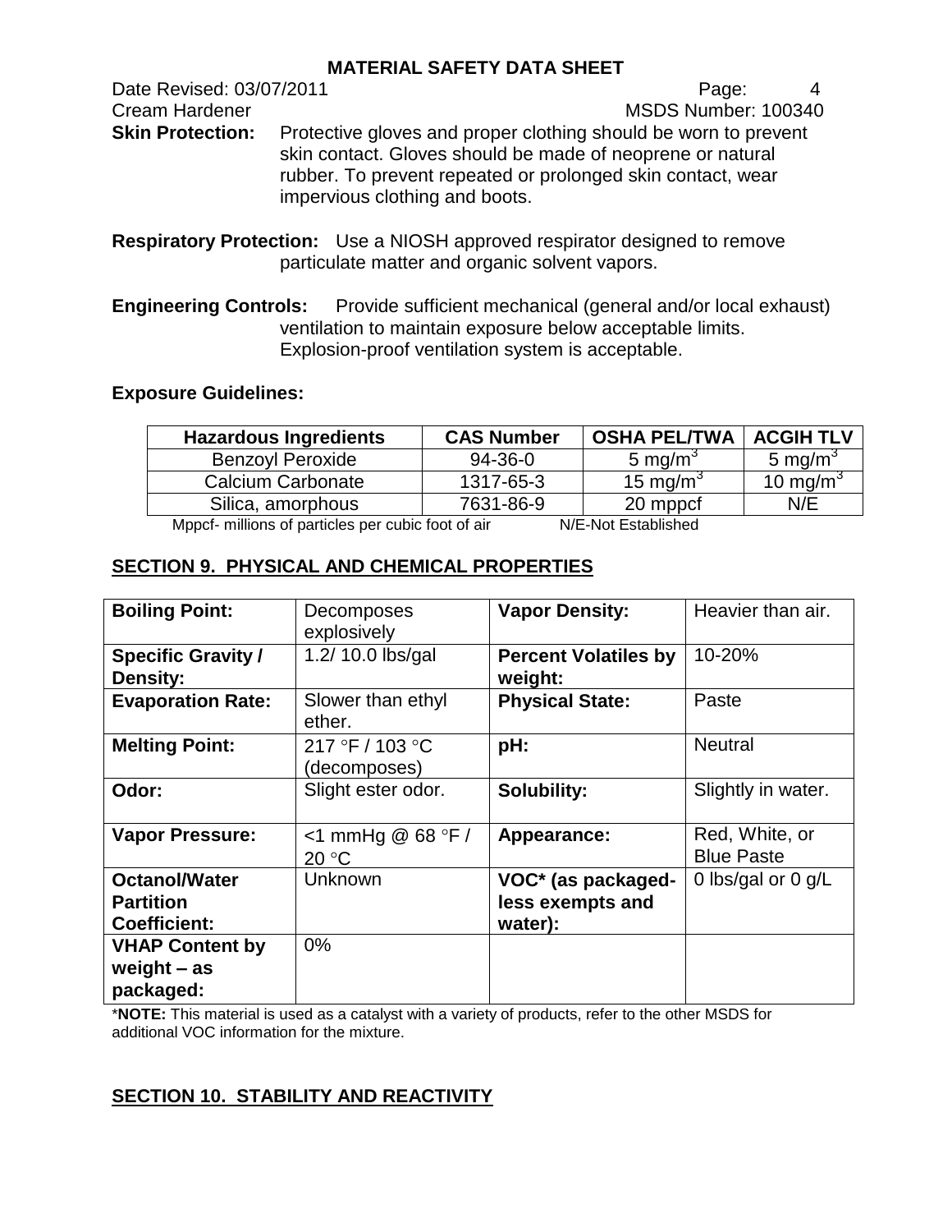**Skin Protection:** Protective gloves and proper clothing should be worn to prevent skin contact. Gloves should be made of neoprene or natural rubber. To prevent repeated or prolonged skin contact, wear impervious clothing and boots.

**Respiratory Protection:** Use a NIOSH approved respirator designed to remove particulate matter and organic solvent vapors.

**Engineering Controls:** Provide sufficient mechanical (general and/or local exhaust) ventilation to maintain exposure below acceptable limits. Explosion-proof ventilation system is acceptable.

**Exposure Guidelines:**

| Hazardous Ingredients | CAS Number | OSHA PEL/TWA | ACGIH TLV |
|---|---|---|---|
| Benzoyl Peroxide | 94-36-0 | 5 $mg/m^3$ | 5 $mg/m^3$ |
| Calcium Carbonate | 1317-65-3 | 15 $mg/m^3$ | 10 $mg/m^3$ |
| Silica, amorphous | 7631-86-9 | 20 mppcf | N/E |

Mppcf- millions of particles per cubic foot of air N/E-Not Established

## SECTION 9. PHYSICAL AND CHEMICAL PROPERTIES

| | | | |
|---|---|---|---|
| **Boiling Point:** | Decomposes explosively | **Vapor Density:** | Heavier than air. |
| **Specific Gravity / Density:** | 1.2/ 10.0 lbs/gal | **Percent Volatiles by weight:** | 10-20% |
| **Evaporation Rate:** | Slower than ethyl ether. | **Physical State:** | Paste |
| **Melting Point:** | 217 °F / 103 °C (decomposes) | **pH:** | Neutral |
| **Odor:** | Slight ester odor. | **Solubility:** | Slightly in water. |
| **Vapor Pressure:** | <1 mmHg @ 68 °F / 20 °C | **Appearance:** | Red, White, or Blue Paste |
| **Octanol/Water Partition Coefficient:** | Unknown | **VOC* (as packaged- less exempts and water):** | 0 lbs/gal or 0 g/L |
| **VHAP Content by weight – as packaged:** | 0% | | |

***NOTE:** This material is used as a catalyst with a variety of products, refer to the other MSDS for additional VOC information for the mixture.

## SECTION 10. STABILITY AND REACTIVITY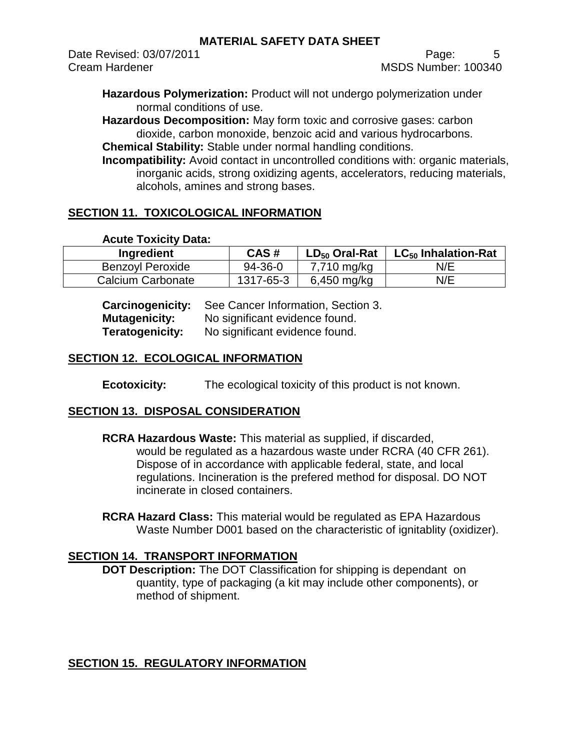**Hazardous Polymerization:** Product will not undergo polymerization under normal conditions of use.

**Hazardous Decomposition:** May form toxic and corrosive gases: carbon dioxide, carbon monoxide, benzoic acid and various hydrocarbons.

**Chemical Stability:** Stable under normal handling conditions.

**Incompatibility:** Avoid contact in uncontrolled conditions with: organic materials, inorganic acids, strong oxidizing agents, accelerators, reducing materials, alcohols, amines and strong bases.

## SECTION 11. TOXICOLOGICAL INFORMATION

**Acute Toxicity Data:**

| Ingredient | CAS # | $LD_{50}$ Oral-Rat | $LC_{50}$ Inhalation-Rat |
|---|---|---|---|
| Benzoyl Peroxide | 94-36-0 | 7,710 mg/kg | N/E |
| Calcium Carbonate | 1317-65-3 | 6,450 mg/kg | N/E |

**Carcinogenicity:** See Cancer Information, Section 3.
**Mutagenicity:** No significant evidence found.
**Teratogenicity:** No significant evidence found.

## SECTION 12. ECOLOGICAL INFORMATION

**Ecotoxicity:** The ecological toxicity of this product is not known.

## SECTION 13. DISPOSAL CONSIDERATION

**RCRA Hazardous Waste:** This material as supplied, if discarded, would be regulated as a hazardous waste under RCRA (40 CFR 261). Dispose of in accordance with applicable federal, state, and local regulations. Incineration is the prefered method for disposal. DO NOT incinerate in closed containers.

**RCRA Hazard Class:** This material would be regulated as EPA Hazardous Waste Number D001 based on the characteristic of ignitablity (oxidizer).

## SECTION 14. TRANSPORT INFORMATION

**DOT Description:** The DOT Classification for shipping is dependant on quantity, type of packaging (a kit may include other components), or method of shipment.

## SECTION 15. REGULATORY INFORMATION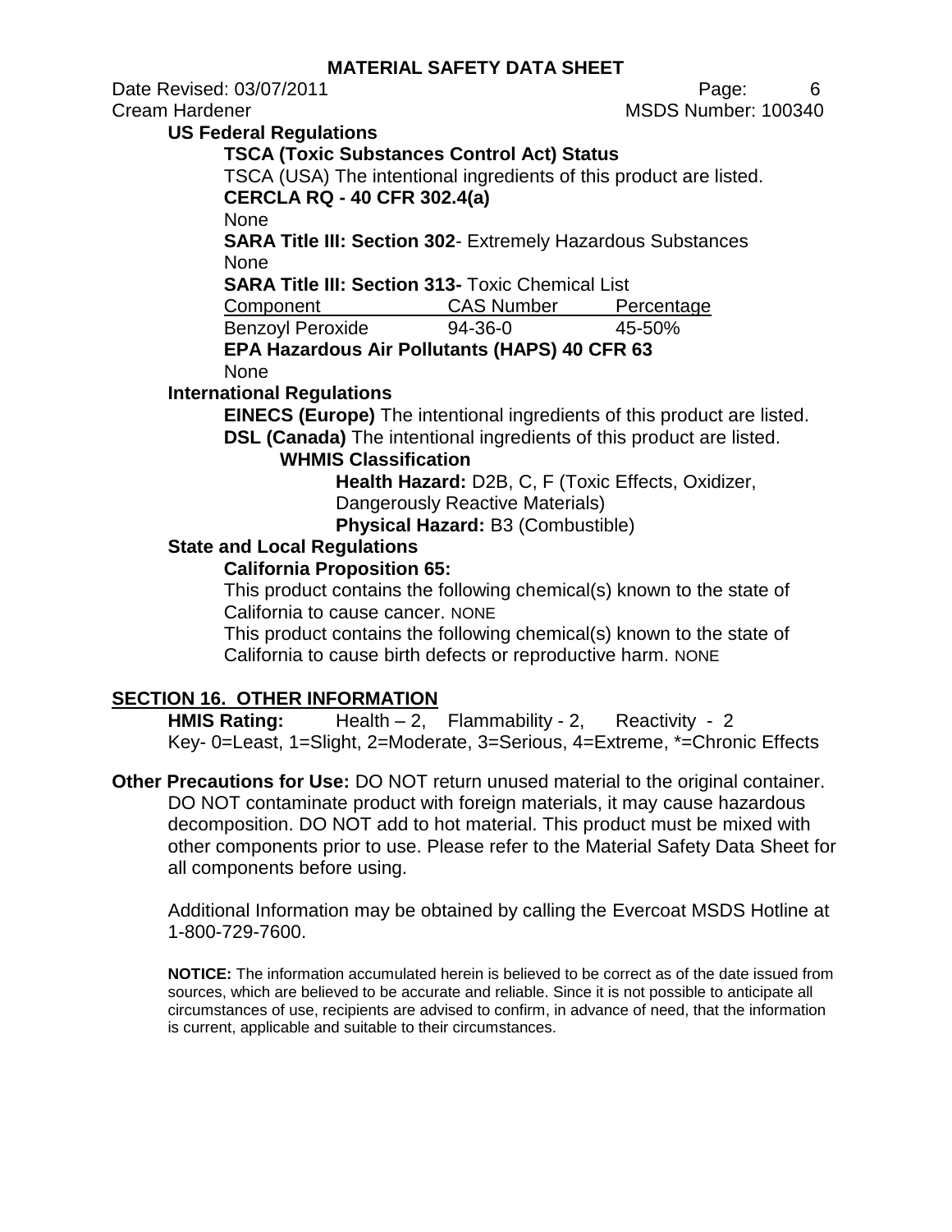**US Federal Regulations**

**TSCA (Toxic Substances Control Act) Status**

TSCA (USA) The intentional ingredients of this product are listed.

**CERCLA RQ - 40 CFR 302.4(a)**

None

**SARA Title III: Section 302**- Extremely Hazardous Substances

None

**SARA Title III: Section 313-** Toxic Chemical List

| Component | CAS Number | Percentage |
|---|---|---|
| Benzoyl Peroxide | 94-36-0 | 45-50% |

**EPA Hazardous Air Pollutants (HAPS) 40 CFR 63**

None

**International Regulations**

**EINECS (Europe)** The intentional ingredients of this product are listed.

**DSL (Canada)** The intentional ingredients of this product are listed.

**WHMIS Classification**

**Health Hazard:** D2B, C, F (Toxic Effects, Oxidizer, Dangerously Reactive Materials)

**Physical Hazard:** B3 (Combustible)

**State and Local Regulations**

**California Proposition 65:**

This product contains the following chemical(s) known to the state of California to cause cancer. NONE

This product contains the following chemical(s) known to the state of California to cause birth defects or reproductive harm. NONE

## SECTION 16. OTHER INFORMATION

**HMIS Rating:** Health – 2, Flammability - 2, Reactivity - 2

Key- 0=Least, 1=Slight, 2=Moderate, 3=Serious, 4=Extreme, *=Chronic Effects

**Other Precautions for Use:** DO NOT return unused material to the original container. DO NOT contaminate product with foreign materials, it may cause hazardous decomposition. DO NOT add to hot material. This product must be mixed with other components prior to use. Please refer to the Material Safety Data Sheet for all components before using.

Additional Information may be obtained by calling the Evercoat MSDS Hotline at 1-800-729-7600.

**NOTICE:** The information accumulated herein is believed to be correct as of the date issued from sources, which are believed to be accurate and reliable. Since it is not possible to anticipate all circumstances of use, recipients are advised to confirm, in advance of need, that the information is current, applicable and suitable to their circumstances.